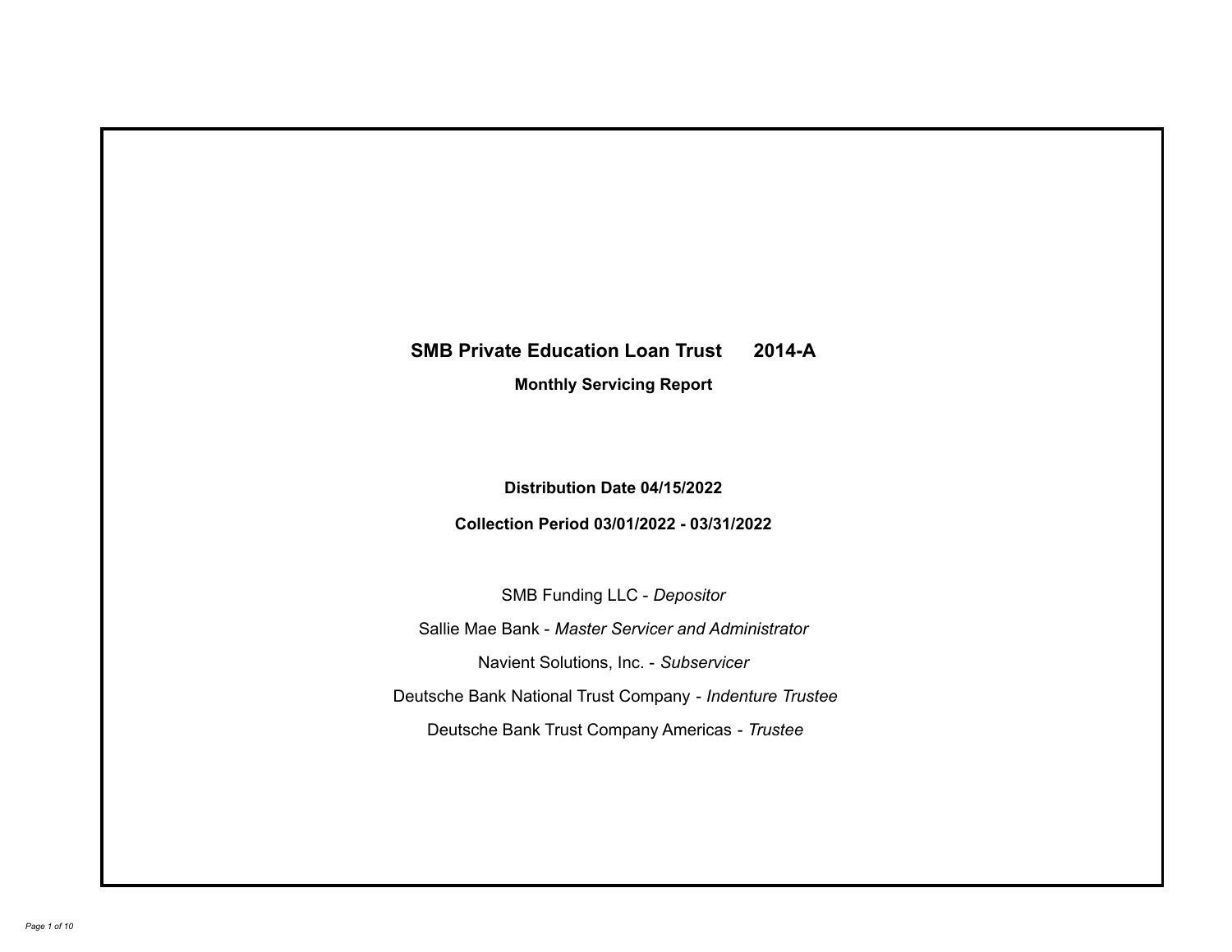# SMB Private Education Loan Trust 2014-A

**Monthly Servicing Report**

**Distribution Date 04/15/2022**

**Collection Period 03/01/2022 - 03/31/2022**

SMB Funding LLC - *Depositor*

Sallie Mae Bank - *Master Servicer and Administrator*

Navient Solutions, Inc. - *Subservicer*

Deutsche Bank National Trust Company - *Indenture Trustee*

Deutsche Bank Trust Company Americas - *Trustee*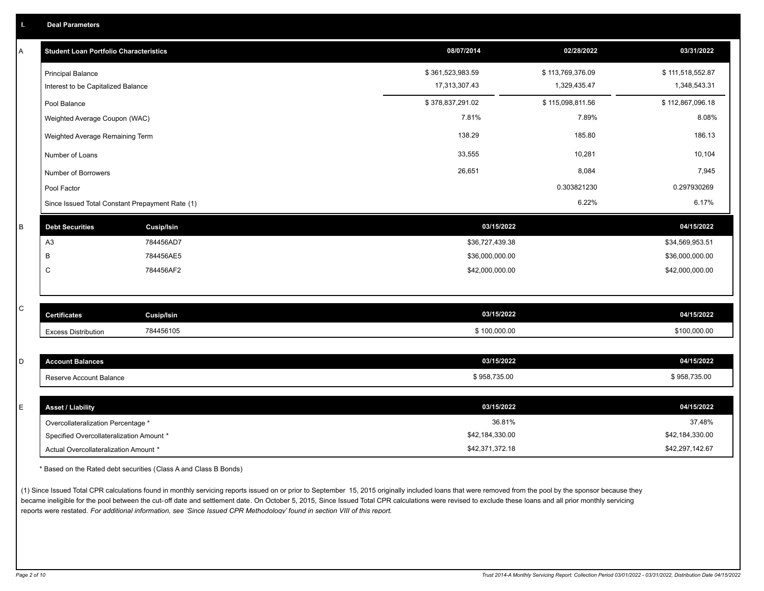## I. Deal Parameters

### A

| Student Loan Portfolio Characteristics | 08/07/2014 | 02/28/2022 | 03/31/2022 |
|---|---|---|---|
| Principal Balance | $ 361,523,983.59 | $ 113,769,376.09 | $ 111,518,552.87 |
| Interest to be Capitalized Balance | 17,313,307.43 | 1,329,435.47 | 1,348,543.31 |
| Pool Balance | $ 378,837,291.02 | $ 115,098,811.56 | $ 112,867,096.18 |
| Weighted Average Coupon (WAC) | 7.81% | 7.89% | 8.08% |
| Weighted Average Remaining Term | 138.29 | 185.80 | 186.13 |
| Number of Loans | 33,555 | 10,281 | 10,104 |
| Number of Borrowers | 26,651 | 8,084 | 7,945 |
| Pool Factor | | 0.303821230 | 0.297930269 |
| Since Issued Total Constant Prepayment Rate (1) | | 6.22% | 6.17% |

### B

| Debt Securities | Cusip/Isin | 03/15/2022 | 04/15/2022 |
|---|---|---|---|
| A3 | 784456AD7 | $36,727,439.38 | $34,569,953.51 |
| B | 784456AE5 | $36,000,000.00 | $36,000,000.00 |
| C | 784456AF2 | $42,000,000.00 | $42,000,000.00 |

### C

| Certificates | Cusip/Isin | 03/15/2022 | 04/15/2022 |
|---|---|---|---|
| Excess Distribution | 784456105 | $ 100,000.00 | $100,000.00 |

### D

| Account Balances | 03/15/2022 | 04/15/2022 |
|---|---|---|
| Reserve Account Balance | $ 958,735.00 | $ 958,735.00 |

### E

| Asset / Liability | 03/15/2022 | 04/15/2022 |
|---|---|---|
| Overcollateralization Percentage * | 36.81% | 37.48% |
| Specified Overcollateralization Amount * | $42,184,330.00 | $42,184,330.00 |
| Actual Overcollateralization Amount * | $42,371,372.18 | $42,297,142.67 |

* Based on the Rated debt securities (Class A and Class B Bonds)

(1) Since Issued Total CPR calculations found in monthly servicing reports issued on or prior to September 15, 2015 originally included loans that were removed from the pool by the sponsor because they became ineligible for the pool between the cut-off date and settlement date. On October 5, 2015, Since Issued Total CPR calculations were revised to exclude these loans and all prior monthly servicing reports were restated. *For additional information, see 'Since Issued CPR Methodology' found in section VIII of this report.*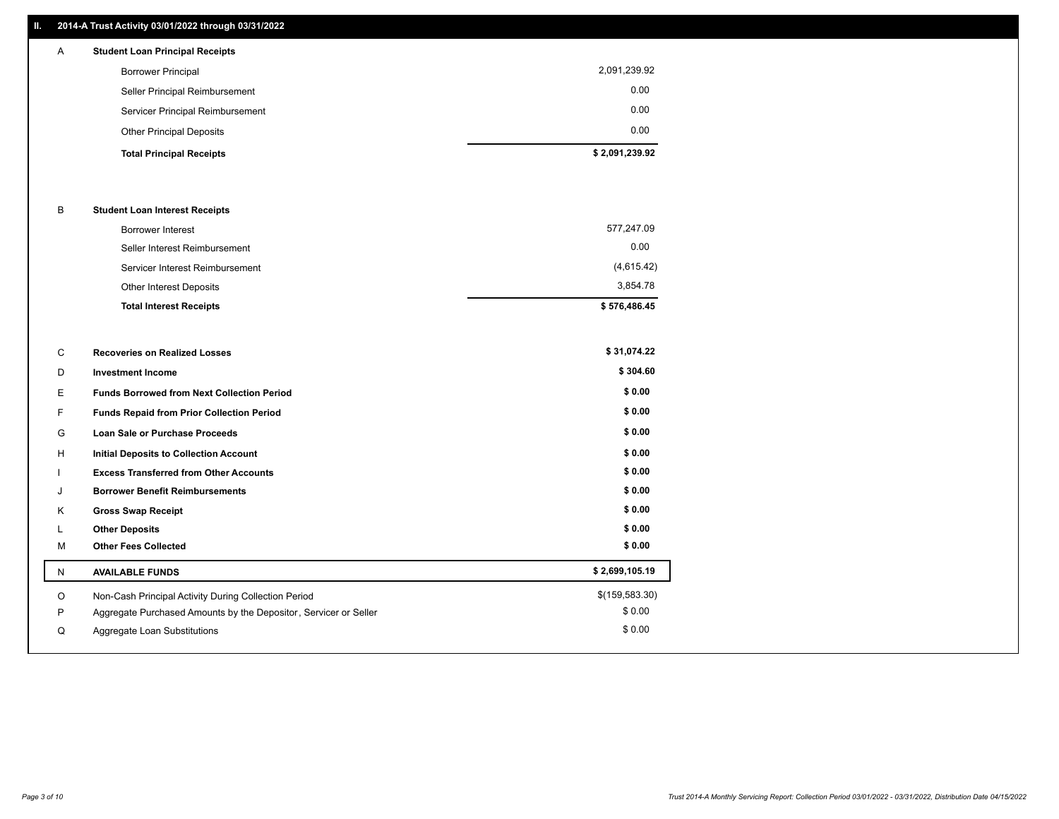## II. 2014-A Trust Activity 03/01/2022 through 03/31/2022

| | | |
|---|---|---|
| A | **Student Loan Principal Receipts** | |
| | Borrower Principal | 2,091,239.92 |
| | Seller Principal Reimbursement | 0.00 |
| | Servicer Principal Reimbursement | 0.00 |
| | Other Principal Deposits | 0.00 |
| | **Total Principal Receipts** | **$ 2,091,239.92** |
| B | **Student Loan Interest Receipts** | |
| | Borrower Interest | 577,247.09 |
| | Seller Interest Reimbursement | 0.00 |
| | Servicer Interest Reimbursement | (4,615.42) |
| | Other Interest Deposits | 3,854.78 |
| | **Total Interest Receipts** | **$ 576,486.45** |
| C | **Recoveries on Realized Losses** | **$ 31,074.22** |
| D | **Investment Income** | **$ 304.60** |
| E | **Funds Borrowed from Next Collection Period** | **$ 0.00** |
| F | **Funds Repaid from Prior Collection Period** | **$ 0.00** |
| G | **Loan Sale or Purchase Proceeds** | **$ 0.00** |
| H | **Initial Deposits to Collection Account** | **$ 0.00** |
| I | **Excess Transferred from Other Accounts** | **$ 0.00** |
| J | **Borrower Benefit Reimbursements** | **$ 0.00** |
| K | **Gross Swap Receipt** | **$ 0.00** |
| L | **Other Deposits** | **$ 0.00** |
| M | **Other Fees Collected** | **$ 0.00** |
| N | **AVAILABLE FUNDS** | **$ 2,699,105.19** |
| O | Non-Cash Principal Activity During Collection Period | $(159,583.30) |
| P | Aggregate Purchased Amounts by the Depositor, Servicer or Seller | $ 0.00 |
| Q | Aggregate Loan Substitutions | $ 0.00 |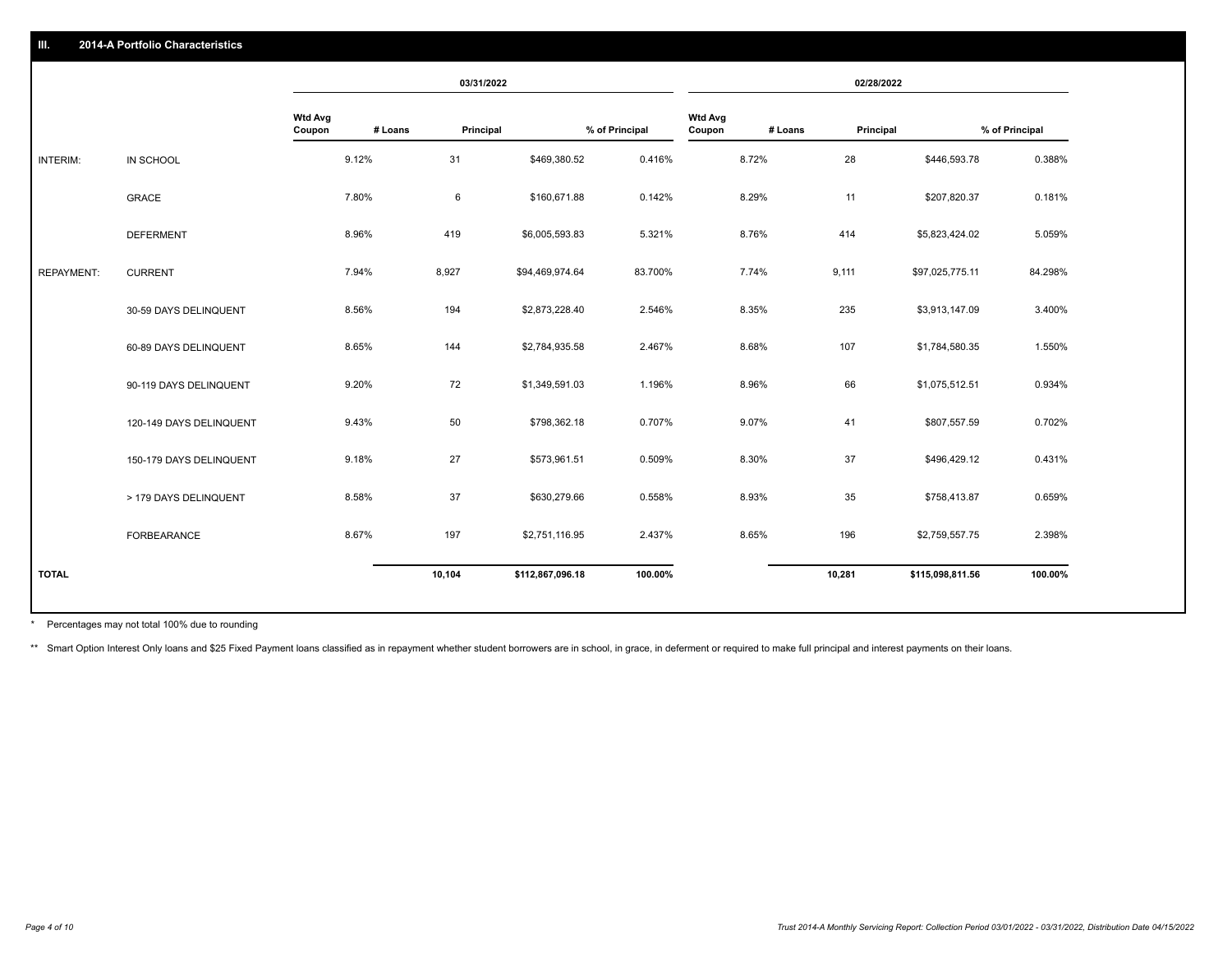## III. 2014-A Portfolio Characteristics

| | | 03/31/2022 | | | | 02/28/2022 | | | |
|---|---|---|---|---|---|---|---|---|---|
| | | Wtd Avg Coupon | # Loans | Principal | % of Principal | Wtd Avg Coupon | # Loans | Principal | % of Principal |
| INTERIM: | IN SCHOOL | 9.12% | 31 | $469,380.52 | 0.416% | 8.72% | 28 | $446,593.78 | 0.388% |
| | GRACE | 7.80% | 6 | $160,671.88 | 0.142% | 8.29% | 11 | $207,820.37 | 0.181% |
| | DEFERMENT | 8.96% | 419 | $6,005,593.83 | 5.321% | 8.76% | 414 | $5,823,424.02 | 5.059% |
| REPAYMENT: | CURRENT | 7.94% | 8,927 | $94,469,974.64 | 83.700% | 7.74% | 9,111 | $97,025,775.11 | 84.298% |
| | 30-59 DAYS DELINQUENT | 8.56% | 194 | $2,873,228.40 | 2.546% | 8.35% | 235 | $3,913,147.09 | 3.400% |
| | 60-89 DAYS DELINQUENT | 8.65% | 144 | $2,784,935.58 | 2.467% | 8.68% | 107 | $1,784,580.35 | 1.550% |
| | 90-119 DAYS DELINQUENT | 9.20% | 72 | $1,349,591.03 | 1.196% | 8.96% | 66 | $1,075,512.51 | 0.934% |
| | 120-149 DAYS DELINQUENT | 9.43% | 50 | $798,362.18 | 0.707% | 9.07% | 41 | $807,557.59 | 0.702% |
| | 150-179 DAYS DELINQUENT | 9.18% | 27 | $573,961.51 | 0.509% | 8.30% | 37 | $496,429.12 | 0.431% |
| | > 179 DAYS DELINQUENT | 8.58% | 37 | $630,279.66 | 0.558% | 8.93% | 35 | $758,413.87 | 0.659% |
| | FORBEARANCE | 8.67% | 197 | $2,751,116.95 | 2.437% | 8.65% | 196 | $2,759,557.75 | 2.398% |
| TOTAL | | | 10,104 | $112,867,096.18 | 100.00% | | 10,281 | $115,098,811.56 | 100.00% |

* Percentages may not total 100% due to rounding

** Smart Option Interest Only loans and $25 Fixed Payment loans classified as in repayment whether student borrowers are in school, in grace, in deferment or required to make full principal and interest payments on their loans.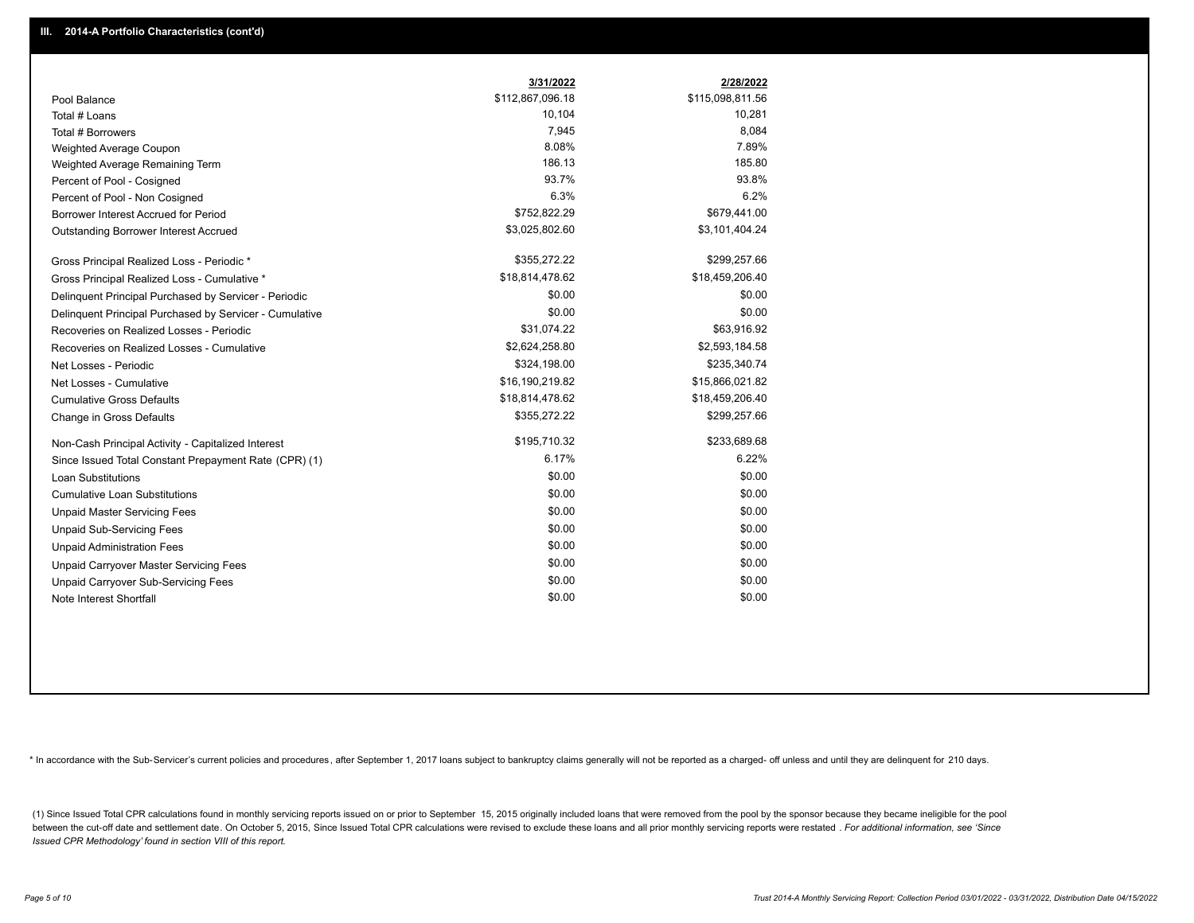## III. 2014-A Portfolio Characteristics (cont'd)

| | 3/31/2022 | 2/28/2022 |
|---|---|---|
| Pool Balance | $112,867,096.18 | $115,098,811.56 |
| Total # Loans | 10,104 | 10,281 |
| Total # Borrowers | 7,945 | 8,084 |
| Weighted Average Coupon | 8.08% | 7.89% |
| Weighted Average Remaining Term | 186.13 | 185.80 |
| Percent of Pool - Cosigned | 93.7% | 93.8% |
| Percent of Pool - Non Cosigned | 6.3% | 6.2% |
| Borrower Interest Accrued for Period | $752,822.29 | $679,441.00 |
| Outstanding Borrower Interest Accrued | $3,025,802.60 | $3,101,404.24 |
| Gross Principal Realized Loss - Periodic * | $355,272.22 | $299,257.66 |
| Gross Principal Realized Loss - Cumulative * | $18,814,478.62 | $18,459,206.40 |
| Delinquent Principal Purchased by Servicer - Periodic | $0.00 | $0.00 |
| Delinquent Principal Purchased by Servicer - Cumulative | $0.00 | $0.00 |
| Recoveries on Realized Losses - Periodic | $31,074.22 | $63,916.92 |
| Recoveries on Realized Losses - Cumulative | $2,624,258.80 | $2,593,184.58 |
| Net Losses - Periodic | $324,198.00 | $235,340.74 |
| Net Losses - Cumulative | $16,190,219.82 | $15,866,021.82 |
| Cumulative Gross Defaults | $18,814,478.62 | $18,459,206.40 |
| Change in Gross Defaults | $355,272.22 | $299,257.66 |
| Non-Cash Principal Activity - Capitalized Interest | $195,710.32 | $233,689.68 |
| Since Issued Total Constant Prepayment Rate (CPR) (1) | 6.17% | 6.22% |
| Loan Substitutions | $0.00 | $0.00 |
| Cumulative Loan Substitutions | $0.00 | $0.00 |
| Unpaid Master Servicing Fees | $0.00 | $0.00 |
| Unpaid Sub-Servicing Fees | $0.00 | $0.00 |
| Unpaid Administration Fees | $0.00 | $0.00 |
| Unpaid Carryover Master Servicing Fees | $0.00 | $0.00 |
| Unpaid Carryover Sub-Servicing Fees | $0.00 | $0.00 |
| Note Interest Shortfall | $0.00 | $0.00 |

* In accordance with the Sub-Servicer's current policies and procedures, after September 1, 2017 loans subject to bankruptcy claims generally will not be reported as a charged- off unless and until they are delinquent for 210 days.

(1) Since Issued Total CPR calculations found in monthly servicing reports issued on or prior to September 15, 2015 originally included loans that were removed from the pool by the sponsor because they became ineligible for the pool between the cut-off date and settlement date. On October 5, 2015, Since Issued Total CPR calculations were revised to exclude these loans and all prior monthly servicing reports were restated . *For additional information, see 'Since Issued CPR Methodology' found in section VIII of this report.*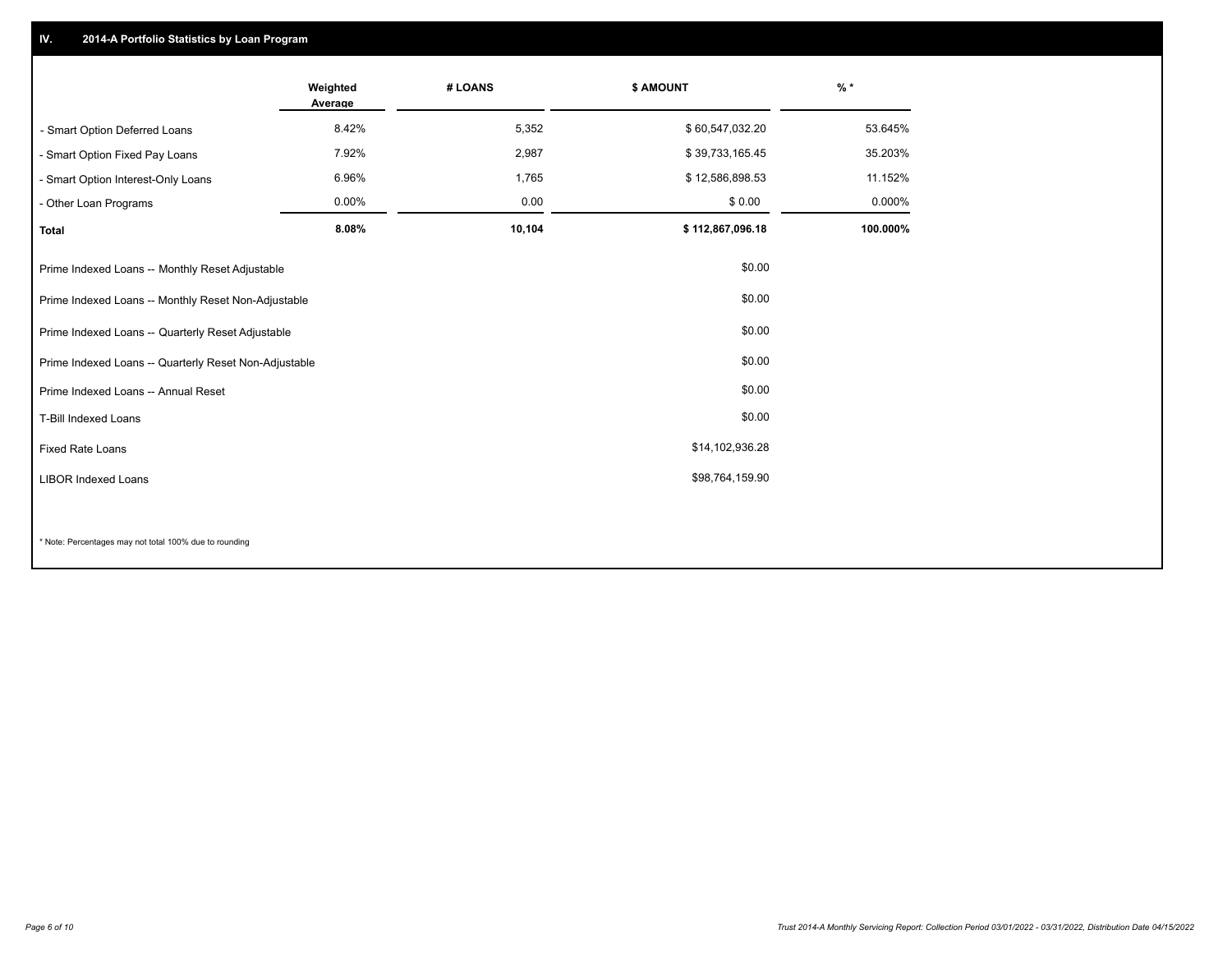## IV. 2014-A Portfolio Statistics by Loan Program

| | Weighted Average | # LOANS | $ AMOUNT | % * |
|---|---|---|---|---|
| - Smart Option Deferred Loans | 8.42% | 5,352 | $ 60,547,032.20 | 53.645% |
| - Smart Option Fixed Pay Loans | 7.92% | 2,987 | $ 39,733,165.45 | 35.203% |
| - Smart Option Interest-Only Loans | 6.96% | 1,765 | $ 12,586,898.53 | 11.152% |
| - Other Loan Programs | 0.00% | 0.00 | $ 0.00 | 0.000% |
| **Total** | **8.08%** | **10,104** | **$ 112,867,096.18** | **100.000%** |

| | |
|---|---|
| Prime Indexed Loans -- Monthly Reset Adjustable | $0.00 |
| Prime Indexed Loans -- Monthly Reset Non-Adjustable | $0.00 |
| Prime Indexed Loans -- Quarterly Reset Adjustable | $0.00 |
| Prime Indexed Loans -- Quarterly Reset Non-Adjustable | $0.00 |
| Prime Indexed Loans -- Annual Reset | $0.00 |
| T-Bill Indexed Loans | $0.00 |
| Fixed Rate Loans | $14,102,936.28 |
| LIBOR Indexed Loans | $98,764,159.90 |

* Note: Percentages may not total 100% due to rounding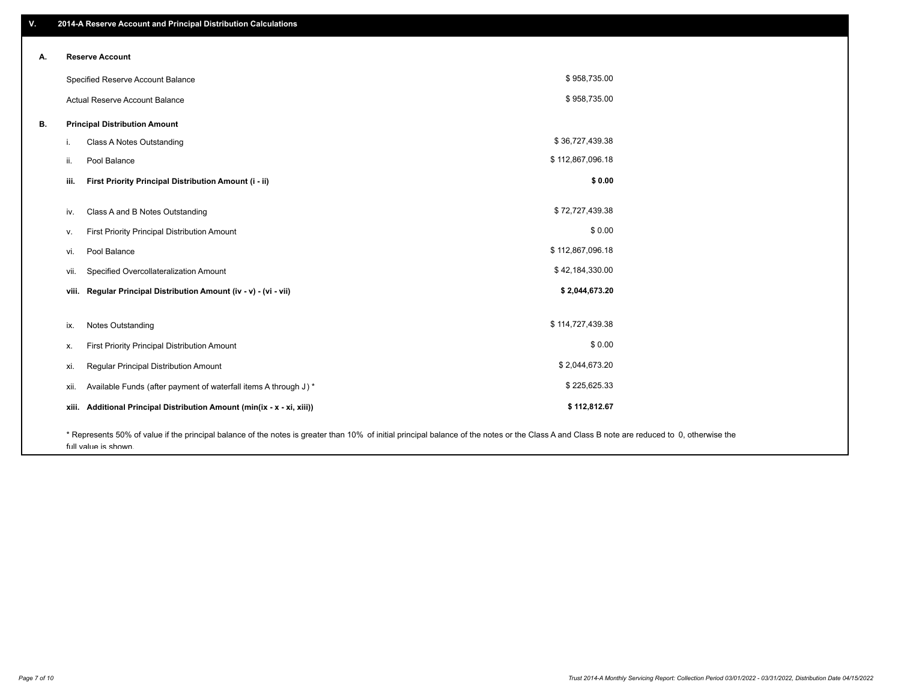## V. 2014-A Reserve Account and Principal Distribution Calculations

### A. Reserve Account

| | |
|---|---|
| Specified Reserve Account Balance | $ 958,735.00 |
| Actual Reserve Account Balance | $ 958,735.00 |

### B. Principal Distribution Amount

| | | |
|---|---|---|
| i. | Class A Notes Outstanding | $ 36,727,439.38 |
| ii. | Pool Balance | $ 112,867,096.18 |
| **iii.** | **First Priority Principal Distribution Amount (i - ii)** | **$ 0.00** |
| iv. | Class A and B Notes Outstanding | $ 72,727,439.38 |
| v. | First Priority Principal Distribution Amount | $ 0.00 |
| vi. | Pool Balance | $ 112,867,096.18 |
| vii. | Specified Overcollateralization Amount | $ 42,184,330.00 |
| **viii.** | **Regular Principal Distribution Amount (iv - v) - (vi - vii)** | **$ 2,044,673.20** |
| ix. | Notes Outstanding | $ 114,727,439.38 |
| x. | First Priority Principal Distribution Amount | $ 0.00 |
| xi. | Regular Principal Distribution Amount | $ 2,044,673.20 |
| xii. | Available Funds (after payment of waterfall items A through J ) * | $ 225,625.33 |
| **xiii.** | **Additional Principal Distribution Amount (min(ix - x - xi, xiii))** | **$ 112,812.67** |

* Represents 50% of value if the principal balance of the notes is greater than 10% of initial principal balance of the notes or the Class A and Class B note are reduced to 0, otherwise the full value is shown.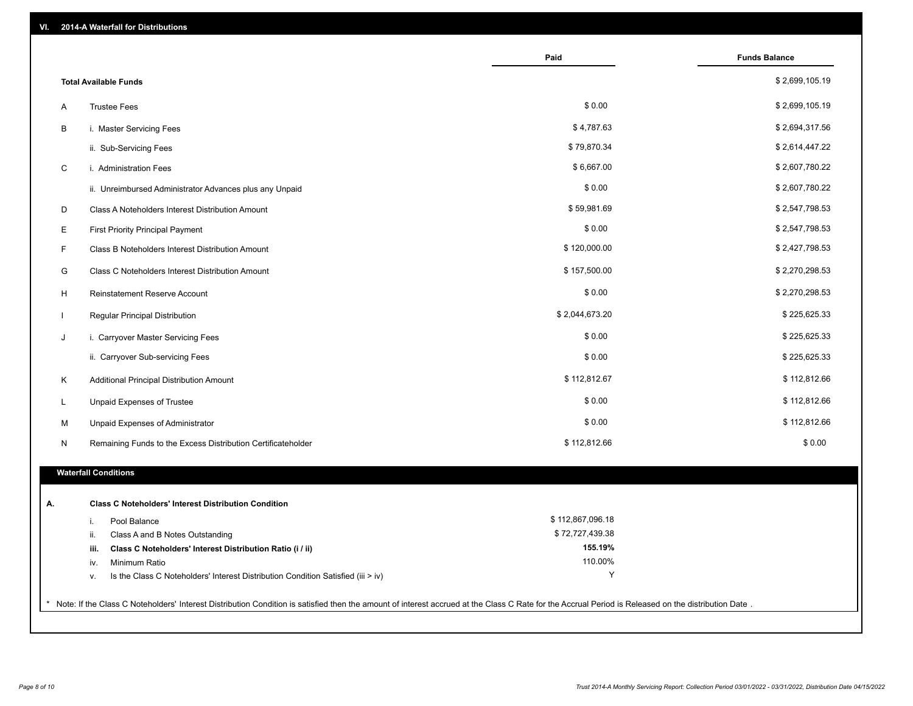## VI. 2014-A Waterfall for Distributions

| | | Paid | Funds Balance |
|---|---|---|---|
| | **Total Available Funds** | | $ 2,699,105.19 |
| A | Trustee Fees | $ 0.00 | $ 2,699,105.19 |
| B | i. Master Servicing Fees | $ 4,787.63 | $ 2,694,317.56 |
| | ii. Sub-Servicing Fees | $ 79,870.34 | $ 2,614,447.22 |
| C | i. Administration Fees | $ 6,667.00 | $ 2,607,780.22 |
| | ii. Unreimbursed Administrator Advances plus any Unpaid | $ 0.00 | $ 2,607,780.22 |
| D | Class A Noteholders Interest Distribution Amount | $ 59,981.69 | $ 2,547,798.53 |
| E | First Priority Principal Payment | $ 0.00 | $ 2,547,798.53 |
| F | Class B Noteholders Interest Distribution Amount | $ 120,000.00 | $ 2,427,798.53 |
| G | Class C Noteholders Interest Distribution Amount | $ 157,500.00 | $ 2,270,298.53 |
| H | Reinstatement Reserve Account | $ 0.00 | $ 2,270,298.53 |
| I | Regular Principal Distribution | $ 2,044,673.20 | $ 225,625.33 |
| J | i. Carryover Master Servicing Fees | $ 0.00 | $ 225,625.33 |
| | ii. Carryover Sub-servicing Fees | $ 0.00 | $ 225,625.33 |
| K | Additional Principal Distribution Amount | $ 112,812.67 | $ 112,812.66 |
| L | Unpaid Expenses of Trustee | $ 0.00 | $ 112,812.66 |
| M | Unpaid Expenses of Administrator | $ 0.00 | $ 112,812.66 |
| N | Remaining Funds to the Excess Distribution Certificateholder | $ 112,812.66 | $ 0.00 |

### Waterfall Conditions

| | | |
|---|---|---|
| **A.** | **Class C Noteholders' Interest Distribution Condition** | |
| | i. Pool Balance | $ 112,867,096.18 |
| | ii. Class A and B Notes Outstanding | $ 72,727,439.38 |
| | **iii. Class C Noteholders' Interest Distribution Ratio (i / ii)** | **155.19%** |
| | iv. Minimum Ratio | 110.00% |
| | v. Is the Class C Noteholders' Interest Distribution Condition Satisfied (iii > iv) | Y |

* Note: If the Class C Noteholders' Interest Distribution Condition is satisfied then the amount of interest accrued at the Class C Rate for the Accrual Period is Released on the distribution Date .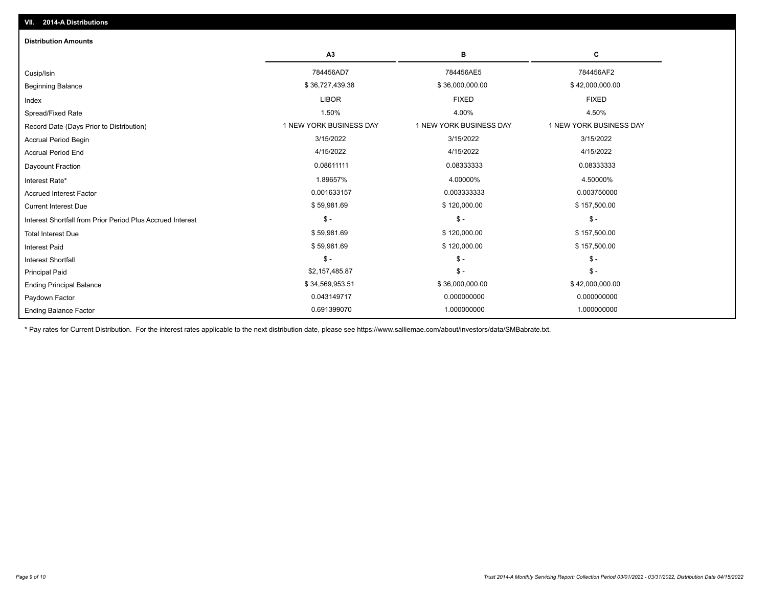## VII. 2014-A Distributions

### Distribution Amounts

| | A3 | B | C |
|---|---|---|---|
| Cusip/Isin | 784456AD7 | 784456AE5 | 784456AF2 |
| Beginning Balance | $ 36,727,439.38 | $ 36,000,000.00 | $ 42,000,000.00 |
| Index | LIBOR | FIXED | FIXED |
| Spread/Fixed Rate | 1.50% | 4.00% | 4.50% |
| Record Date (Days Prior to Distribution) | 1 NEW YORK BUSINESS DAY | 1 NEW YORK BUSINESS DAY | 1 NEW YORK BUSINESS DAY |
| Accrual Period Begin | 3/15/2022 | 3/15/2022 | 3/15/2022 |
| Accrual Period End | 4/15/2022 | 4/15/2022 | 4/15/2022 |
| Daycount Fraction | 0.08611111 | 0.08333333 | 0.08333333 |
| Interest Rate* | 1.89657% | 4.00000% | 4.50000% |
| Accrued Interest Factor | 0.001633157 | 0.003333333 | 0.003750000 |
| Current Interest Due | $ 59,981.69 | $ 120,000.00 | $ 157,500.00 |
| Interest Shortfall from Prior Period Plus Accrued Interest | $ - | $ - | $ - |
| Total Interest Due | $ 59,981.69 | $ 120,000.00 | $ 157,500.00 |
| Interest Paid | $ 59,981.69 | $ 120,000.00 | $ 157,500.00 |
| Interest Shortfall | $ - | $ - | $ - |
| Principal Paid | $2,157,485.87 | $ - | $ - |
| Ending Principal Balance | $ 34,569,953.51 | $ 36,000,000.00 | $ 42,000,000.00 |
| Paydown Factor | 0.043149717 | 0.000000000 | 0.000000000 |
| Ending Balance Factor | 0.691399070 | 1.000000000 | 1.000000000 |

* Pay rates for Current Distribution. For the interest rates applicable to the next distribution date, please see https://www.salliemae.com/about/investors/data/SMBabrate.txt.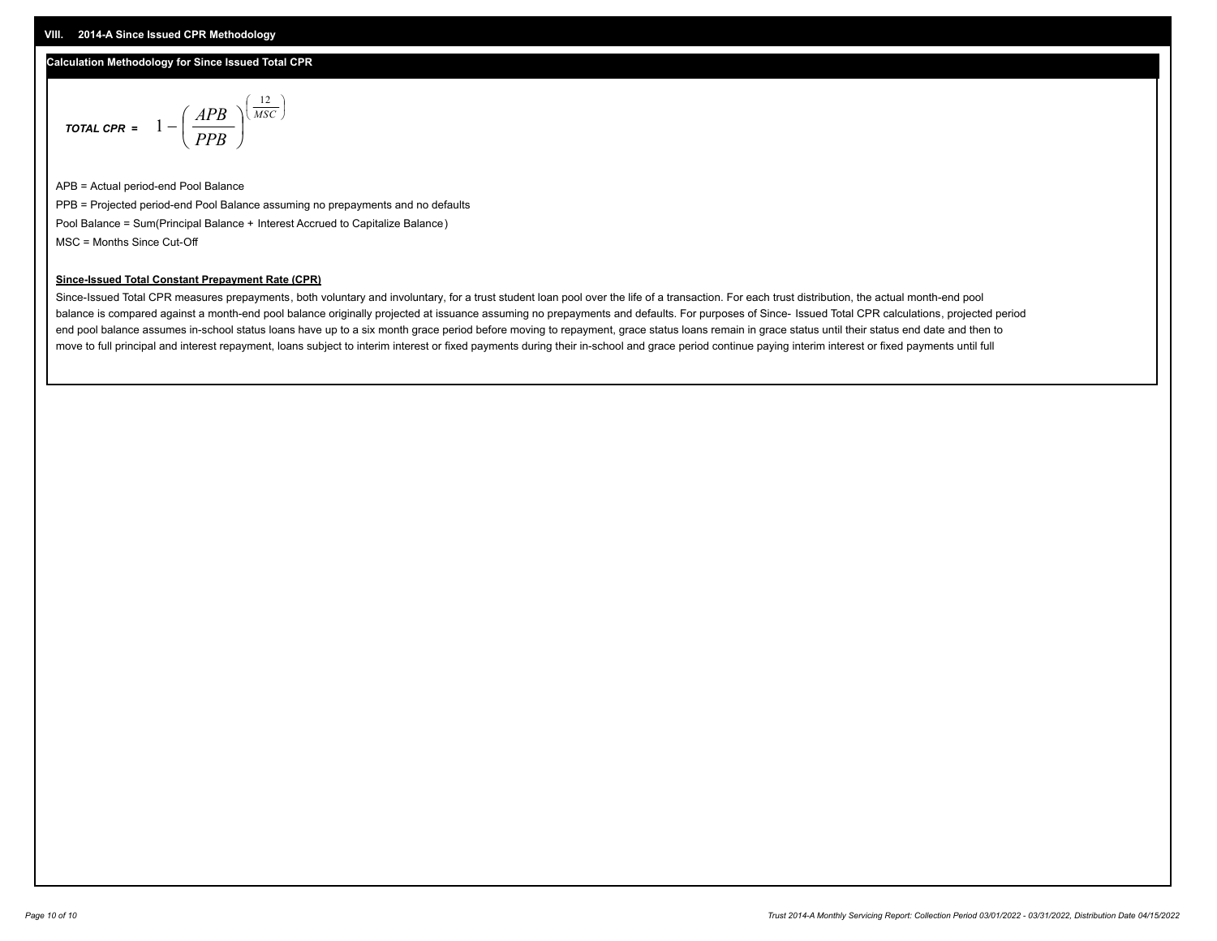## VIII. 2014-A Since Issued CPR Methodology

### Calculation Methodology for Since Issued Total CPR

$$\textit{TOTAL CPR} = 1 - \left(\frac{APB}{PPB}\right)^{\left(\frac{12}{MSC}\right)}$$

APB = Actual period-end Pool Balance

PPB = Projected period-end Pool Balance assuming no prepayments and no defaults

Pool Balance = Sum(Principal Balance + Interest Accrued to Capitalize Balance)

MSC = Months Since Cut-Off

**Since-Issued Total Constant Prepayment Rate (CPR)**

Since-Issued Total CPR measures prepayments, both voluntary and involuntary, for a trust student loan pool over the life of a transaction. For each trust distribution, the actual month-end pool balance is compared against a month-end pool balance originally projected at issuance assuming no prepayments and defaults. For purposes of Since- Issued Total CPR calculations, projected period end pool balance assumes in-school status loans have up to a six month grace period before moving to repayment, grace status loans remain in grace status until their status end date and then to move to full principal and interest repayment, loans subject to interim interest or fixed payments during their in-school and grace period continue paying interim interest or fixed payments until full